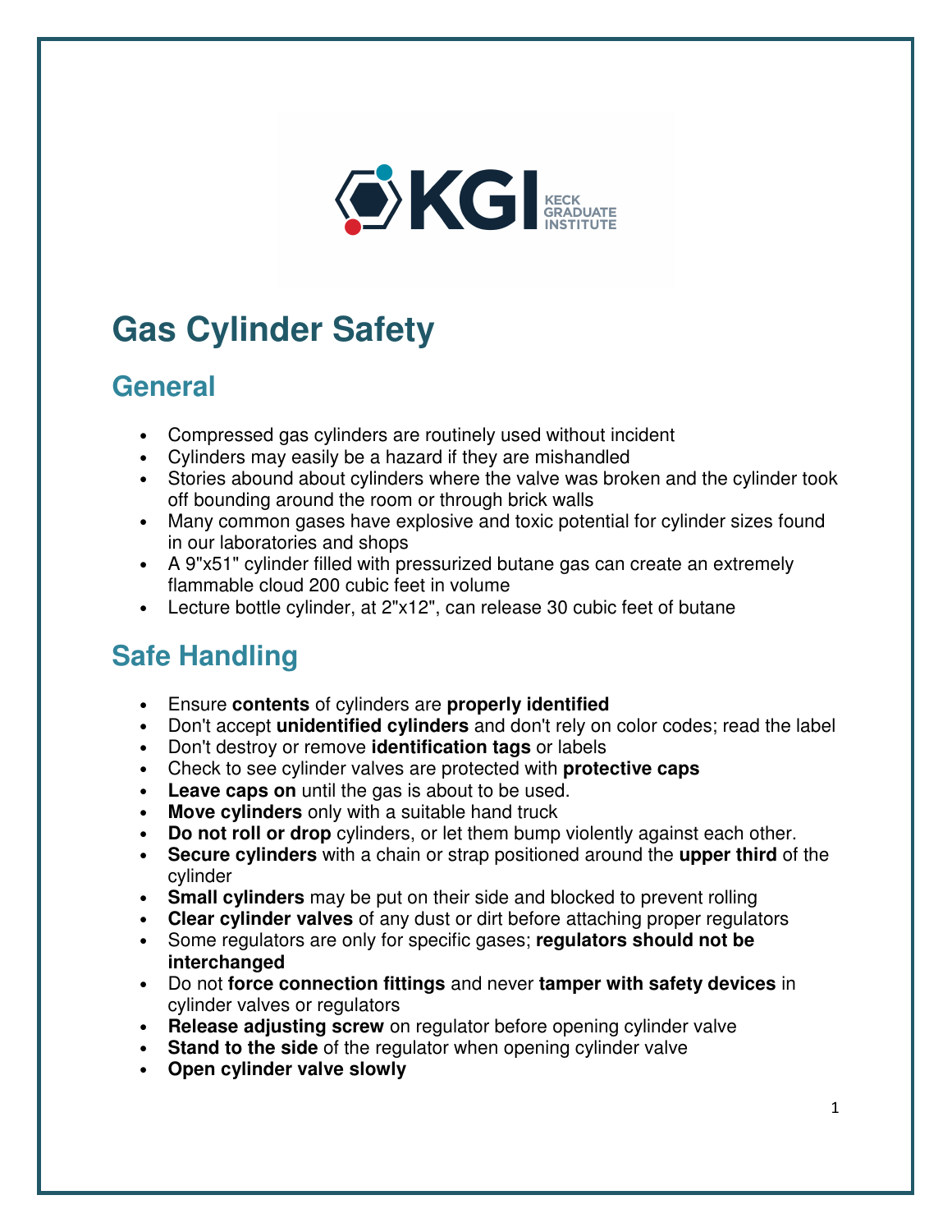KGI KECK GRADUATE INSTITUTE

# Gas Cylinder Safety

## General

- Compressed gas cylinders are routinely used without incident
- Cylinders may easily be a hazard if they are mishandled
- Stories abound about cylinders where the valve was broken and the cylinder took off bounding around the room or through brick walls
- Many common gases have explosive and toxic potential for cylinder sizes found in our laboratories and shops
- A 9"x51" cylinder filled with pressurized butane gas can create an extremely flammable cloud 200 cubic feet in volume
- Lecture bottle cylinder, at 2"x12", can release 30 cubic feet of butane

## Safe Handling

- Ensure **contents** of cylinders are **properly identified**
- Don't accept **unidentified cylinders** and don't rely on color codes; read the label
- Don't destroy or remove **identification tags** or labels
- Check to see cylinder valves are protected with **protective caps**
- **Leave caps on** until the gas is about to be used.
- **Move cylinders** only with a suitable hand truck
- **Do not roll or drop** cylinders, or let them bump violently against each other.
- **Secure cylinders** with a chain or strap positioned around the **upper third** of the cylinder
- **Small cylinders** may be put on their side and blocked to prevent rolling
- **Clear cylinder valves** of any dust or dirt before attaching proper regulators
- Some regulators are only for specific gases; **regulators should not be interchanged**
- Do not **force connection fittings** and never **tamper with safety devices** in cylinder valves or regulators
- **Release adjusting screw** on regulator before opening cylinder valve
- **Stand to the side** of the regulator when opening cylinder valve
- **Open cylinder valve slowly**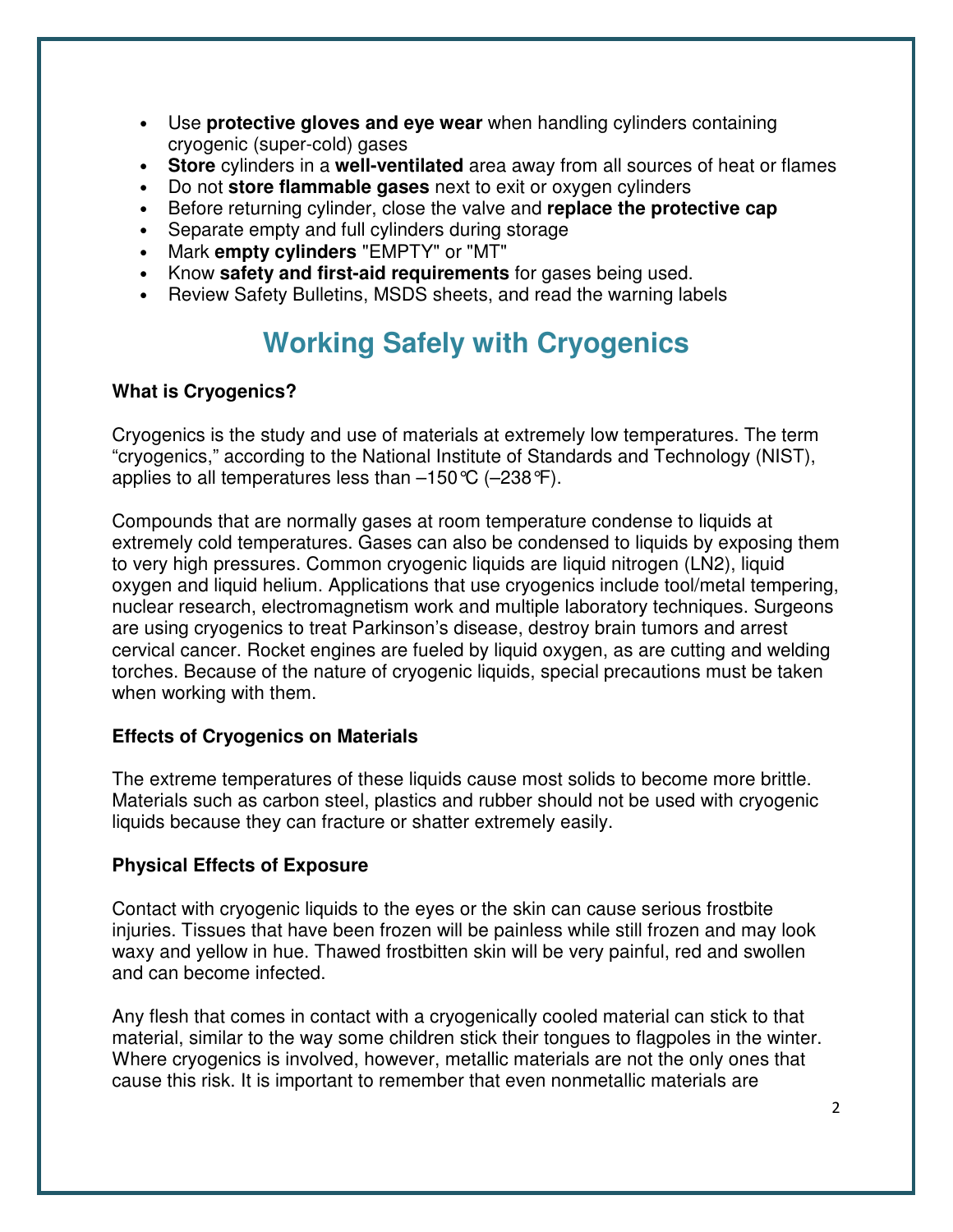- Use **protective gloves and eye wear** when handling cylinders containing cryogenic (super-cold) gases
- **Store** cylinders in a **well-ventilated** area away from all sources of heat or flames
- Do not **store flammable gases** next to exit or oxygen cylinders
- Before returning cylinder, close the valve and **replace the protective cap**
- Separate empty and full cylinders during storage
- Mark **empty cylinders** "EMPTY" or "MT"
- Know **safety and first-aid requirements** for gases being used.
- Review Safety Bulletins, MSDS sheets, and read the warning labels

# Working Safely with Cryogenics

### What is Cryogenics?

Cryogenics is the study and use of materials at extremely low temperatures. The term "cryogenics," according to the National Institute of Standards and Technology (NIST), applies to all temperatures less than –150°C (–238°F).

Compounds that are normally gases at room temperature condense to liquids at extremely cold temperatures. Gases can also be condensed to liquids by exposing them to very high pressures. Common cryogenic liquids are liquid nitrogen (LN2), liquid oxygen and liquid helium. Applications that use cryogenics include tool/metal tempering, nuclear research, electromagnetism work and multiple laboratory techniques. Surgeons are using cryogenics to treat Parkinson's disease, destroy brain tumors and arrest cervical cancer. Rocket engines are fueled by liquid oxygen, as are cutting and welding torches. Because of the nature of cryogenic liquids, special precautions must be taken when working with them.

### Effects of Cryogenics on Materials

The extreme temperatures of these liquids cause most solids to become more brittle. Materials such as carbon steel, plastics and rubber should not be used with cryogenic liquids because they can fracture or shatter extremely easily.

### Physical Effects of Exposure

Contact with cryogenic liquids to the eyes or the skin can cause serious frostbite injuries. Tissues that have been frozen will be painless while still frozen and may look waxy and yellow in hue. Thawed frostbitten skin will be very painful, red and swollen and can become infected.

Any flesh that comes in contact with a cryogenically cooled material can stick to that material, similar to the way some children stick their tongues to flagpoles in the winter. Where cryogenics is involved, however, metallic materials are not the only ones that cause this risk. It is important to remember that even nonmetallic materials are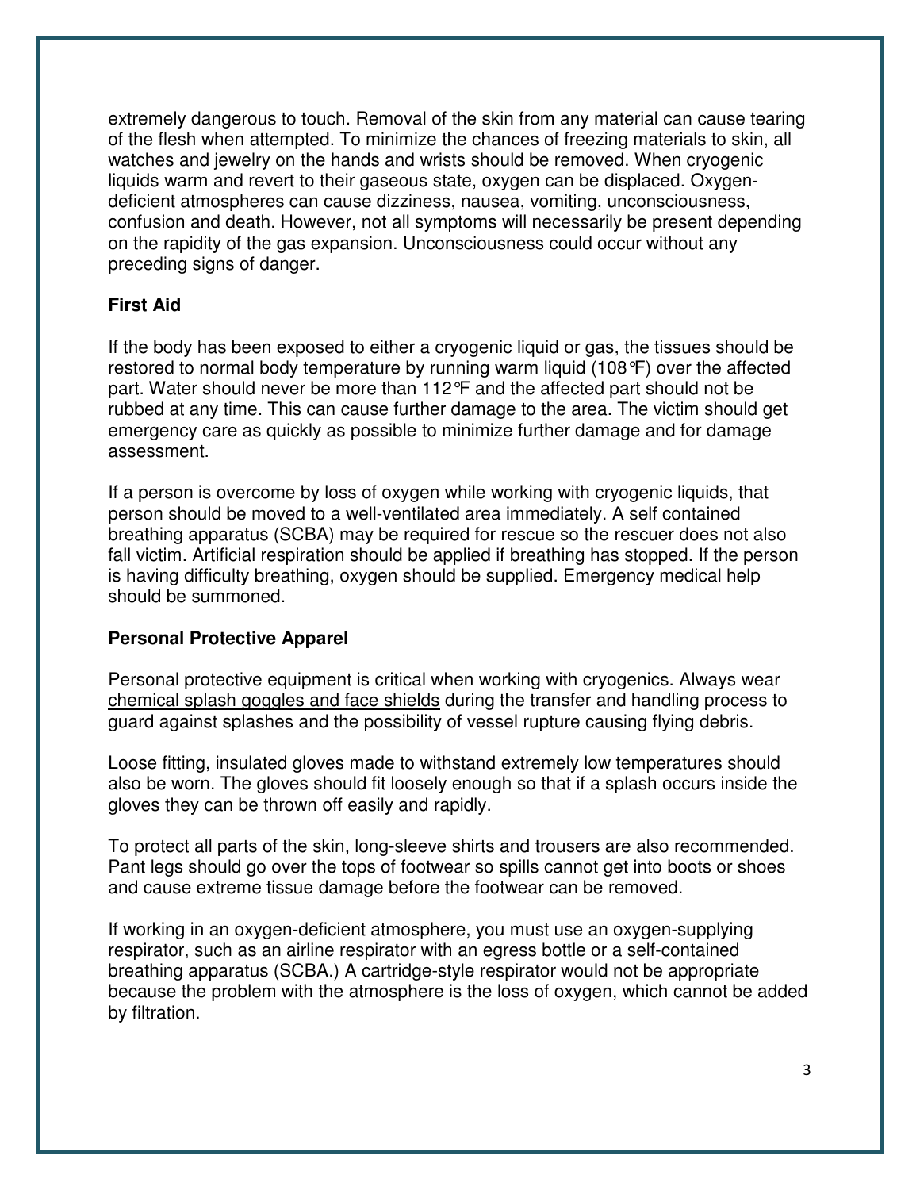extremely dangerous to touch. Removal of the skin from any material can cause tearing of the flesh when attempted. To minimize the chances of freezing materials to skin, all watches and jewelry on the hands and wrists should be removed. When cryogenic liquids warm and revert to their gaseous state, oxygen can be displaced. Oxygen-deficient atmospheres can cause dizziness, nausea, vomiting, unconsciousness, confusion and death. However, not all symptoms will necessarily be present depending on the rapidity of the gas expansion. Unconsciousness could occur without any preceding signs of danger.

**First Aid**

If the body has been exposed to either a cryogenic liquid or gas, the tissues should be restored to normal body temperature by running warm liquid (108°F) over the affected part. Water should never be more than 112°F and the affected part should not be rubbed at any time. This can cause further damage to the area. The victim should get emergency care as quickly as possible to minimize further damage and for damage assessment.

If a person is overcome by loss of oxygen while working with cryogenic liquids, that person should be moved to a well-ventilated area immediately. A self contained breathing apparatus (SCBA) may be required for rescue so the rescuer does not also fall victim. Artificial respiration should be applied if breathing has stopped. If the person is having difficulty breathing, oxygen should be supplied. Emergency medical help should be summoned.

**Personal Protective Apparel**

Personal protective equipment is critical when working with cryogenics. Always wear chemical splash goggles and face shields during the transfer and handling process to guard against splashes and the possibility of vessel rupture causing flying debris.

Loose fitting, insulated gloves made to withstand extremely low temperatures should also be worn. The gloves should fit loosely enough so that if a splash occurs inside the gloves they can be thrown off easily and rapidly.

To protect all parts of the skin, long-sleeve shirts and trousers are also recommended. Pant legs should go over the tops of footwear so spills cannot get into boots or shoes and cause extreme tissue damage before the footwear can be removed.

If working in an oxygen-deficient atmosphere, you must use an oxygen-supplying respirator, such as an airline respirator with an egress bottle or a self-contained breathing apparatus (SCBA.) A cartridge-style respirator would not be appropriate because the problem with the atmosphere is the loss of oxygen, which cannot be added by filtration.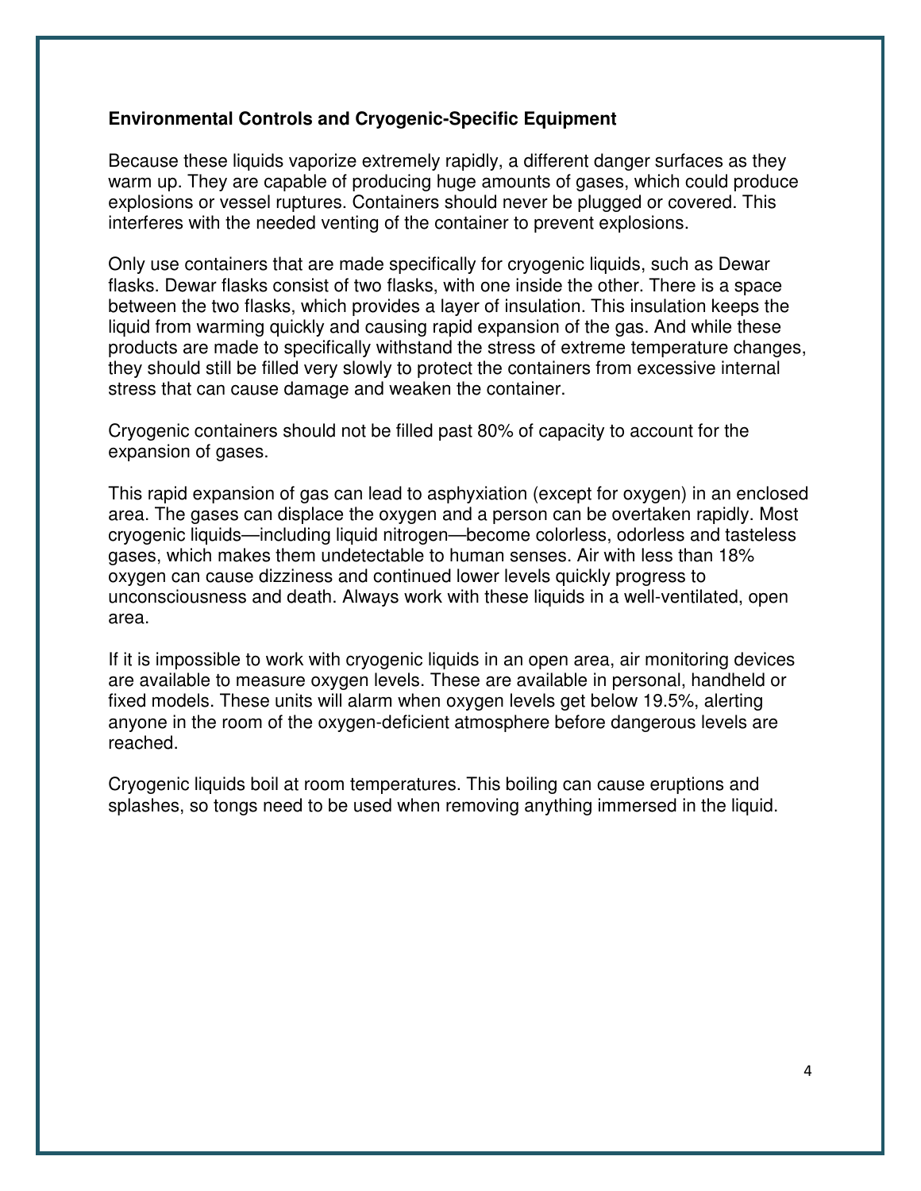**Environmental Controls and Cryogenic-Specific Equipment**

Because these liquids vaporize extremely rapidly, a different danger surfaces as they warm up. They are capable of producing huge amounts of gases, which could produce explosions or vessel ruptures. Containers should never be plugged or covered. This interferes with the needed venting of the container to prevent explosions.

Only use containers that are made specifically for cryogenic liquids, such as Dewar flasks. Dewar flasks consist of two flasks, with one inside the other. There is a space between the two flasks, which provides a layer of insulation. This insulation keeps the liquid from warming quickly and causing rapid expansion of the gas. And while these products are made to specifically withstand the stress of extreme temperature changes, they should still be filled very slowly to protect the containers from excessive internal stress that can cause damage and weaken the container.

Cryogenic containers should not be filled past 80% of capacity to account for the expansion of gases.

This rapid expansion of gas can lead to asphyxiation (except for oxygen) in an enclosed area. The gases can displace the oxygen and a person can be overtaken rapidly. Most cryogenic liquids—including liquid nitrogen—become colorless, odorless and tasteless gases, which makes them undetectable to human senses. Air with less than 18% oxygen can cause dizziness and continued lower levels quickly progress to unconsciousness and death. Always work with these liquids in a well-ventilated, open area.

If it is impossible to work with cryogenic liquids in an open area, air monitoring devices are available to measure oxygen levels. These are available in personal, handheld or fixed models. These units will alarm when oxygen levels get below 19.5%, alerting anyone in the room of the oxygen-deficient atmosphere before dangerous levels are reached.

Cryogenic liquids boil at room temperatures. This boiling can cause eruptions and splashes, so tongs need to be used when removing anything immersed in the liquid.